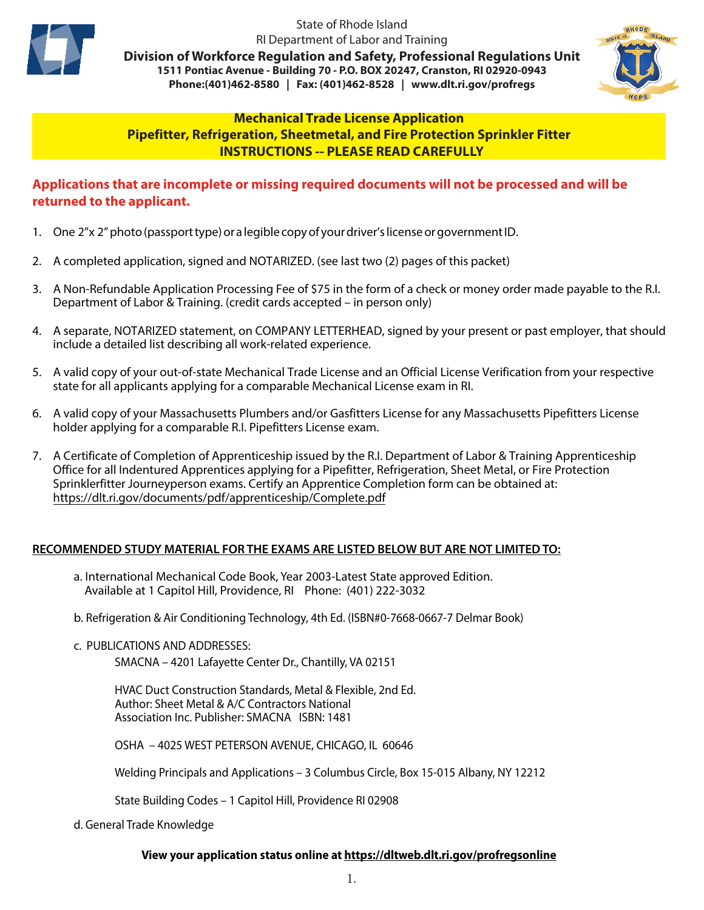State of Rhode Island
RI Department of Labor and Training

**Division of Workforce Regulation and Safety, Professional Regulations Unit**
**1511 Pontiac Avenue - Building 70 - P.O. BOX 20247, Cranston, RI 02920-0943**
**Phone:(401)462-8580 | Fax: (401)462-8528 | www.dlt.ri.gov/profregs**

## Mechanical Trade License Application
## Pipefitter, Refrigeration, Sheetmetal, and Fire Protection Sprinkler Fitter
## INSTRUCTIONS -- PLEASE READ CAREFULLY

**Applications that are incomplete or missing required documents will not be processed and will be returned to the applicant.**

1. One 2"x 2" photo (passport type) or a legible copy of your driver's license or government ID.
2. A completed application, signed and NOTARIZED. (see last two (2) pages of this packet)
3. A Non-Refundable Application Processing Fee of $75 in the form of a check or money order made payable to the R.I. Department of Labor & Training. (credit cards accepted – in person only)
4. A separate, NOTARIZED statement, on COMPANY LETTERHEAD, signed by your present or past employer, that should include a detailed list describing all work-related experience.
5. A valid copy of your out-of-state Mechanical Trade License and an Official License Verification from your respective state for all applicants applying for a comparable Mechanical License exam in RI.
6. A valid copy of your Massachusetts Plumbers and/or Gasfitters License for any Massachusetts Pipefitters License holder applying for a comparable R.I. Pipefitters License exam.
7. A Certificate of Completion of Apprenticeship issued by the R.I. Department of Labor & Training Apprenticeship Office for all Indentured Apprentices applying for a Pipefitter, Refrigeration, Sheet Metal, or Fire Protection Sprinklerfitter Journeyperson exams. Certify an Apprentice Completion form can be obtained at: https://dlt.ri.gov/documents/pdf/apprenticeship/Complete.pdf

**RECOMMENDED STUDY MATERIAL FOR THE EXAMS ARE LISTED BELOW BUT ARE NOT LIMITED TO:**

a. International Mechanical Code Book, Year 2003-Latest State approved Edition.
Available at 1 Capitol Hill, Providence, RI Phone: (401) 222-3032

b. Refrigeration & Air Conditioning Technology, 4th Ed. (ISBN#0-7668-0667-7 Delmar Book)

c. PUBLICATIONS AND ADDRESSES:

SMACNA – 4201 Lafayette Center Dr., Chantilly, VA 02151

HVAC Duct Construction Standards, Metal & Flexible, 2nd Ed.
Author: Sheet Metal & A/C Contractors National
Association Inc. Publisher: SMACNA ISBN: 1481

OSHA – 4025 WEST PETERSON AVENUE, CHICAGO, IL 60646

Welding Principals and Applications – 3 Columbus Circle, Box 15-015 Albany, NY 12212

State Building Codes – 1 Capitol Hill, Providence RI 02908

d. General Trade Knowledge

**View your application status online at https://dltweb.dlt.ri.gov/profregsonline**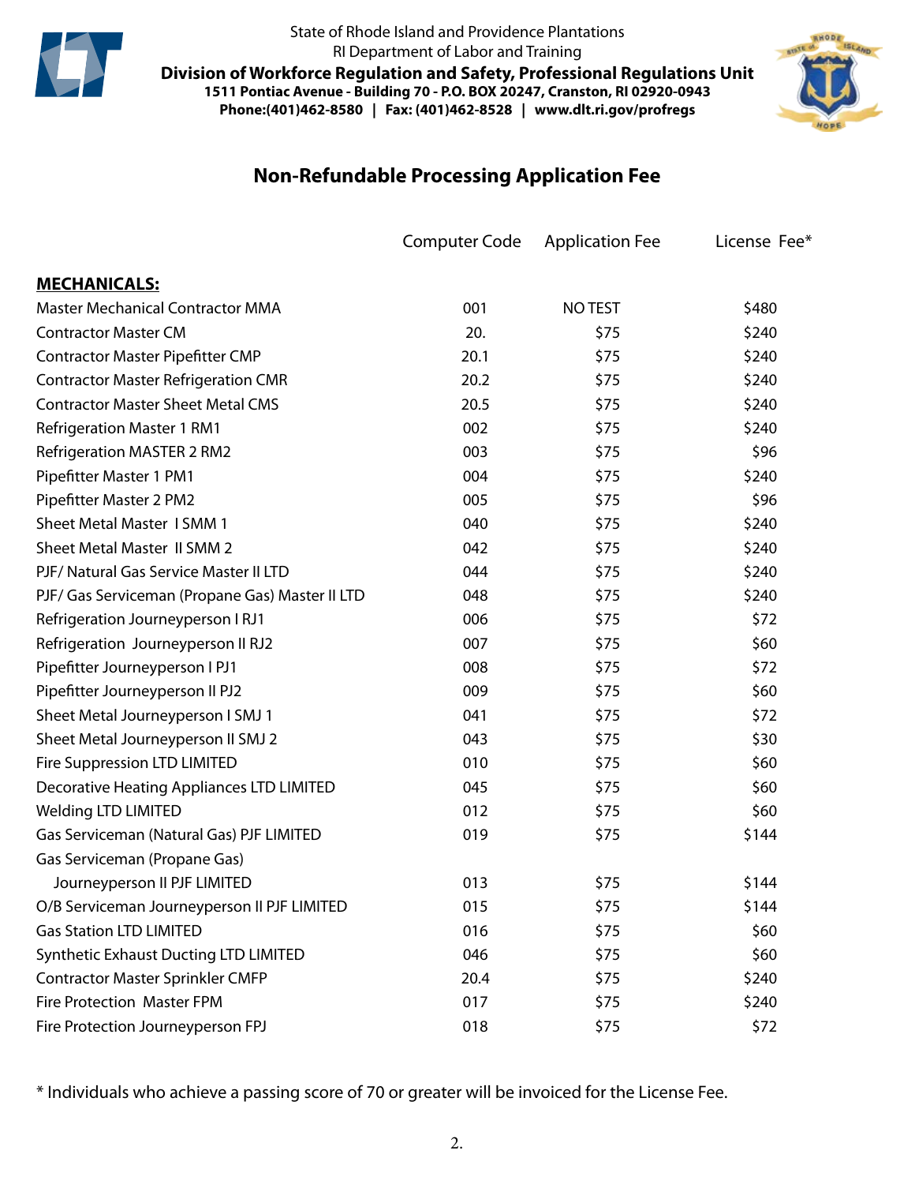State of Rhode Island and Providence Plantations
RI Department of Labor and Training

**Division of Workforce Regulation and Safety, Professional Regulations Unit**

**1511 Pontiac Avenue - Building 70 - P.O. BOX 20247, Cranston, RI 02920-0943**

**Phone:(401)462-8580 | Fax: (401)462-8528 | www.dlt.ri.gov/profregs**

## Non-Refundable Processing Application Fee

| | Computer Code | Application Fee | License Fee* |
|---|---|---|---|
| **MECHANICALS:** | | | |
| Master Mechanical Contractor MMA | 001 | NO TEST | $480 |
| Contractor Master CM | 20. | $75 | $240 |
| Contractor Master Pipefitter CMP | 20.1 | $75 | $240 |
| Contractor Master Refrigeration CMR | 20.2 | $75 | $240 |
| Contractor Master Sheet Metal CMS | 20.5 | $75 | $240 |
| Refrigeration Master 1 RM1 | 002 | $75 | $240 |
| Refrigeration MASTER 2 RM2 | 003 | $75 | $96 |
| Pipefitter Master 1 PM1 | 004 | $75 | $240 |
| Pipefitter Master 2 PM2 | 005 | $75 | $96 |
| Sheet Metal Master I SMM 1 | 040 | $75 | $240 |
| Sheet Metal Master II SMM 2 | 042 | $75 | $240 |
| PJF/ Natural Gas Service Master II LTD | 044 | $75 | $240 |
| PJF/ Gas Serviceman (Propane Gas) Master II LTD | 048 | $75 | $240 |
| Refrigeration Journeyperson I RJ1 | 006 | $75 | $72 |
| Refrigeration Journeyperson II RJ2 | 007 | $75 | $60 |
| Pipefitter Journeyperson I PJ1 | 008 | $75 | $72 |
| Pipefitter Journeyperson II PJ2 | 009 | $75 | $60 |
| Sheet Metal Journeyperson I SMJ 1 | 041 | $75 | $72 |
| Sheet Metal Journeyperson II SMJ 2 | 043 | $75 | $30 |
| Fire Suppression LTD LIMITED | 010 | $75 | $60 |
| Decorative Heating Appliances LTD LIMITED | 045 | $75 | $60 |
| Welding LTD LIMITED | 012 | $75 | $60 |
| Gas Serviceman (Natural Gas) PJF LIMITED | 019 | $75 | $144 |
| Gas Serviceman (Propane Gas) Journeyperson II PJF LIMITED | 013 | $75 | $144 |
| O/B Serviceman Journeyperson II PJF LIMITED | 015 | $75 | $144 |
| Gas Station LTD LIMITED | 016 | $75 | $60 |
| Synthetic Exhaust Ducting LTD LIMITED | 046 | $75 | $60 |
| Contractor Master Sprinkler CMFP | 20.4 | $75 | $240 |
| Fire Protection Master FPM | 017 | $75 | $240 |
| Fire Protection Journeyperson FPJ | 018 | $75 | $72 |

* Individuals who achieve a passing score of 70 or greater will be invoiced for the License Fee.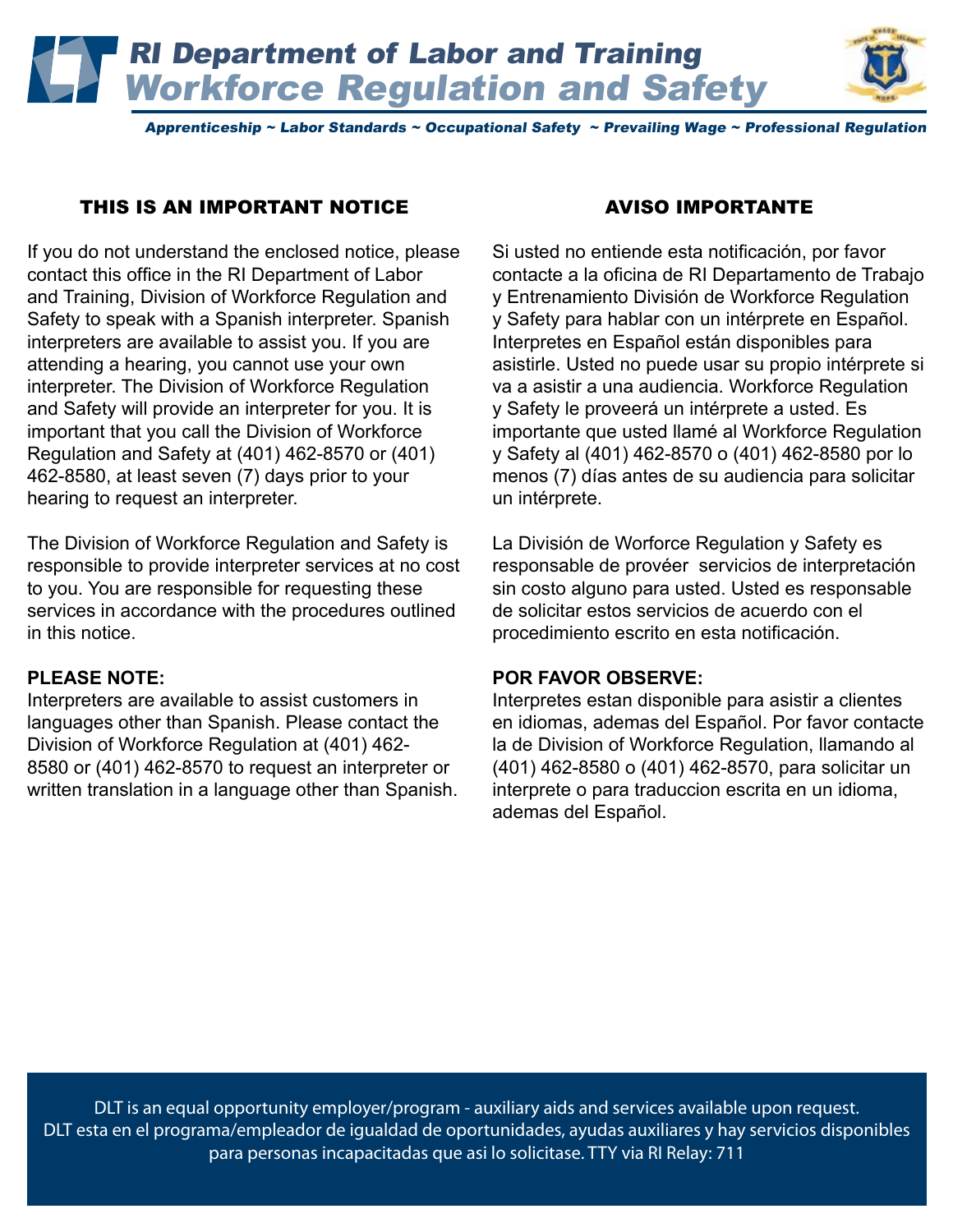# RI Department of Labor and Training
## Workforce Regulation and Safety

*Apprenticeship ~ Labor Standards ~ Occupational Safety ~ Prevailing Wage ~ Professional Regulation*

### THIS IS AN IMPORTANT NOTICE

If you do not understand the enclosed notice, please contact this office in the RI Department of Labor and Training, Division of Workforce Regulation and Safety to speak with a Spanish interpreter. Spanish interpreters are available to assist you. If you are attending a hearing, you cannot use your own interpreter. The Division of Workforce Regulation and Safety will provide an interpreter for you. It is important that you call the Division of Workforce Regulation and Safety at (401) 462-8570 or (401) 462-8580, at least seven (7) days prior to your hearing to request an interpreter.

The Division of Workforce Regulation and Safety is responsible to provide interpreter services at no cost to you. You are responsible for requesting these services in accordance with the procedures outlined in this notice.

**PLEASE NOTE:**
Interpreters are available to assist customers in languages other than Spanish. Please contact the Division of Workforce Regulation at (401) 462-8580 or (401) 462-8570 to request an interpreter or written translation in a language other than Spanish.

### AVISO IMPORTANTE

Si usted no entiende esta notificación, por favor contacte a la oficina de RI Departamento de Trabajo y Entrenamiento División de Workforce Regulation y Safety para hablar con un intérprete en Español. Interpretes en Español están disponibles para asistirle. Usted no puede usar su propio intérprete si va a asistir a una audiencia. Workforce Regulation y Safety le proveerá un intérprete a usted. Es importante que usted llamé al Workforce Regulation y Safety al (401) 462-8570 o (401) 462-8580 por lo menos (7) días antes de su audiencia para solicitar un intérprete.

La División de Worforce Regulation y Safety es responsable de provéer servicios de interpretación sin costo alguno para usted. Usted es responsable de solicitar estos servicios de acuerdo con el procedimiento escrito en esta notificación.

**POR FAVOR OBSERVE:**
Interpretes estan disponible para asistir a clientes en idiomas, ademas del Español. Por favor contacte la de Division of Workforce Regulation, llamando al (401) 462-8580 o (401) 462-8570, para solicitar un interprete o para traduccion escrita en un idioma, ademas del Español.

DLT is an equal opportunity employer/program - auxiliary aids and services available upon request.
DLT esta en el programa/empleador de igualdad de oportunidades, ayudas auxiliares y hay servicios disponibles para personas incapacitadas que asi lo solicitase. TTY via RI Relay: 711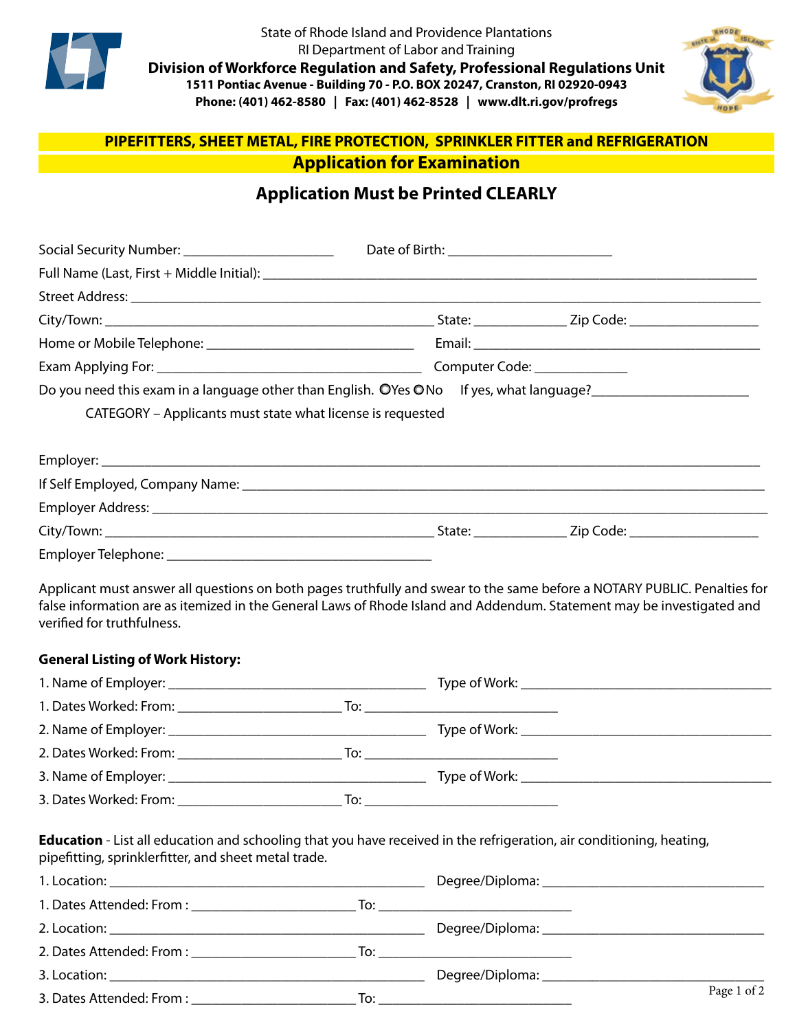State of Rhode Island and Providence Plantations
RI Department of Labor and Training
**Division of Workforce Regulation and Safety, Professional Regulations Unit**
**1511 Pontiac Avenue - Building 70 - P.O. BOX 20247, Cranston, RI 02920-0943**
**Phone: (401) 462-8580 | Fax: (401) 462-8528 | www.dlt.ri.gov/profregs**

## PIPEFITTERS, SHEET METAL, FIRE PROTECTION, SPRINKLER FITTER and REFRIGERATION

## Application for Examination

### Application Must be Printed CLEARLY

Social Security Number: ____________________ Date of Birth: ______________________

Full Name (Last, First + Middle Initial): ______________________________________________

Street Address: ____________________________________________________________

City/Town: ____________________________________ State: ___________ Zip Code: ________________

Home or Mobile Telephone: ___________________________ Email: ______________________________________

Exam Applying For: __________________________________ Computer Code: ____________

Do you need this exam in a language other than English. ○Yes ○No If yes, what language?______________________

CATEGORY – Applicants must state what license is requested

Employer: ____________________________________________________________

If Self Employed, Company Name: ______________________________________________

Employer Address: ______________________________________________________

City/Town: ____________________________________ State: ___________ Zip Code: ________________

Employer Telephone: ____________________________________

Applicant must answer all questions on both pages truthfully and swear to the same before a NOTARY PUBLIC. Penalties for false information are as itemized in the General Laws of Rhode Island and Addendum. Statement may be investigated and verified for truthfulness.

**General Listing of Work History:**

1. Name of Employer: ________________________________ Type of Work: ________________________________
1. Dates Worked: From: ______________________ To: __________________________
2. Name of Employer: ________________________________ Type of Work: ________________________________
2. Dates Worked: From: ______________________ To: __________________________
3. Name of Employer: ________________________________ Type of Work: ________________________________
3. Dates Worked: From: ______________________ To: __________________________

**Education** - List all education and schooling that you have received in the refrigeration, air conditioning, heating, pipefitting, sprinklerfitter, and sheet metal trade.

1. Location: __________________________________________ Degree/Diploma: ______________________________
1. Dates Attended: From : ______________________ To: __________________________
2. Location: __________________________________________ Degree/Diploma: ______________________________
2. Dates Attended: From : ______________________ To: __________________________
3. Location: __________________________________________ Degree/Diploma: ______________________________
3. Dates Attended: From : ______________________ To: __________________________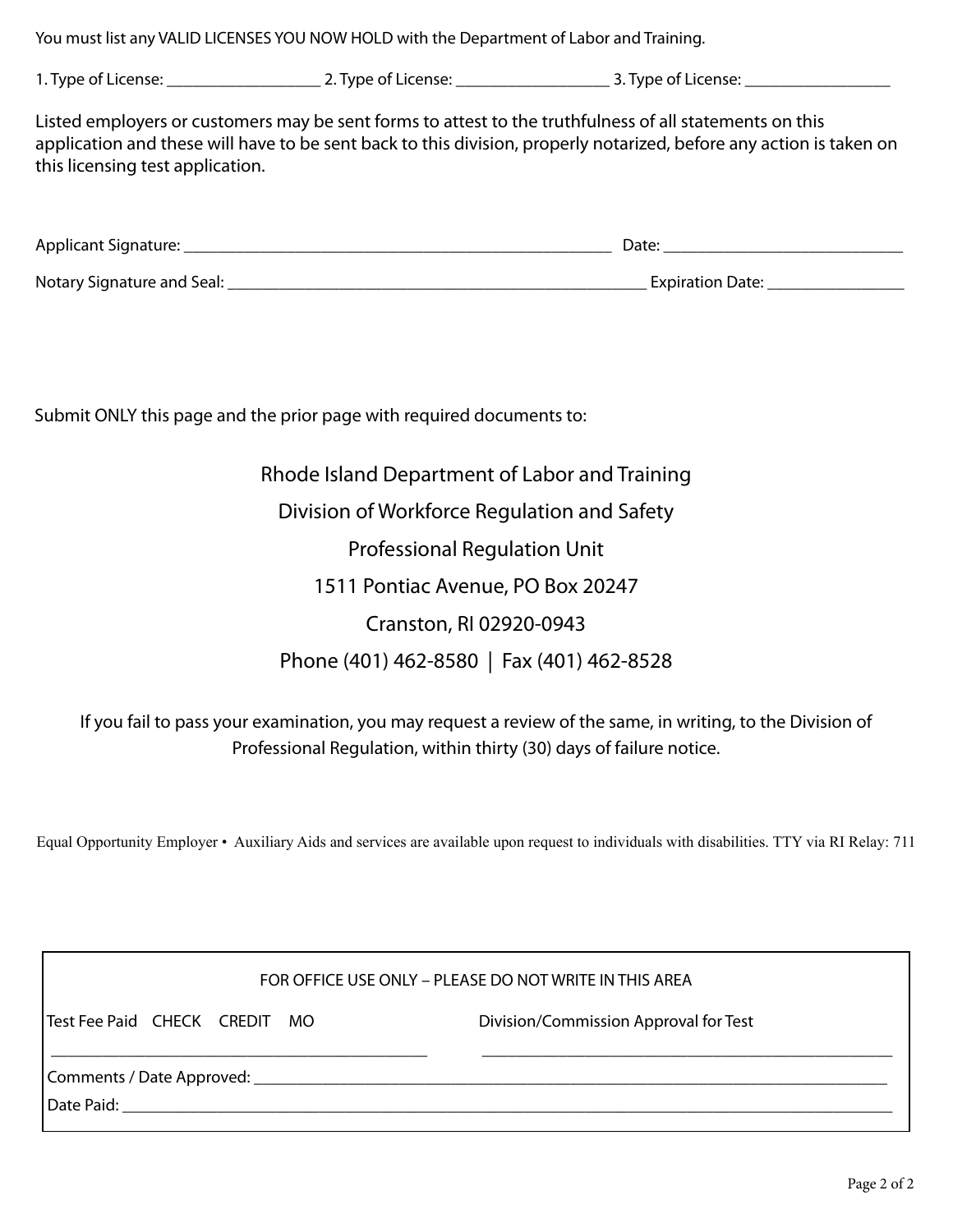You must list any VALID LICENSES YOU NOW HOLD with the Department of Labor and Training.

1. Type of License: __________________ 2. Type of License: __________________ 3. Type of License: _________________

Listed employers or customers may be sent forms to attest to the truthfulness of all statements on this application and these will have to be sent back to this division, properly notarized, before any action is taken on this licensing test application.

Applicant Signature: ____________________________________________________ Date: _____________________________

Notary Signature and Seal: ___________________________________________________ Expiration Date: ________________

Submit ONLY this page and the prior page with required documents to:

Rhode Island Department of Labor and Training

Division of Workforce Regulation and Safety

Professional Regulation Unit

1511 Pontiac Avenue, PO Box 20247

Cranston, RI 02920-0943

Phone (401) 462-8580 | Fax (401) 462-8528

If you fail to pass your examination, you may request a review of the same, in writing, to the Division of Professional Regulation, within thirty (30) days of failure notice.

Equal Opportunity Employer • Auxiliary Aids and services are available upon request to individuals with disabilities. TTY via RI Relay: 711

FOR OFFICE USE ONLY – PLEASE DO NOT WRITE IN THIS AREA

Test Fee Paid CHECK CREDIT MO

_______________________________________________

Division/Commission Approval for Test

___________________________________________________

Comments / Date Approved: _______________________________________________________________________________

Date Paid: ____________________________________________________________________________________________